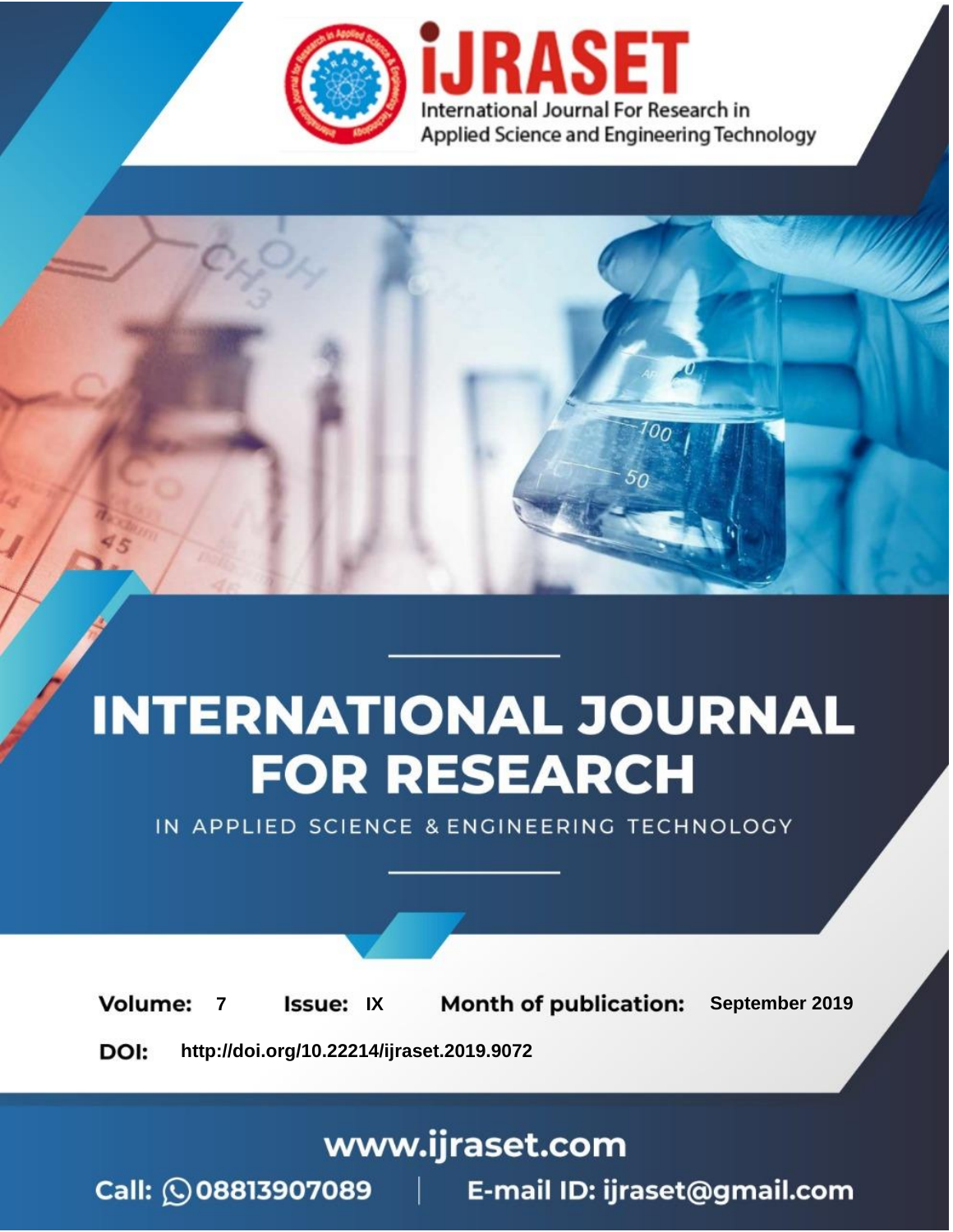iJRASET

International Journal For Research in Applied Science and Engineering Technology

# INTERNATIONAL JOURNAL FOR RESEARCH

IN APPLIED SCIENCE & ENGINEERING TECHNOLOGY

**Volume:** 7 **Issue:** IX **Month of publication:** September 2019

**DOI:** http://doi.org/10.22214/ijraset.2019.9072

www.ijraset.com

Call: 08813907089 | E-mail ID: ijraset@gmail.com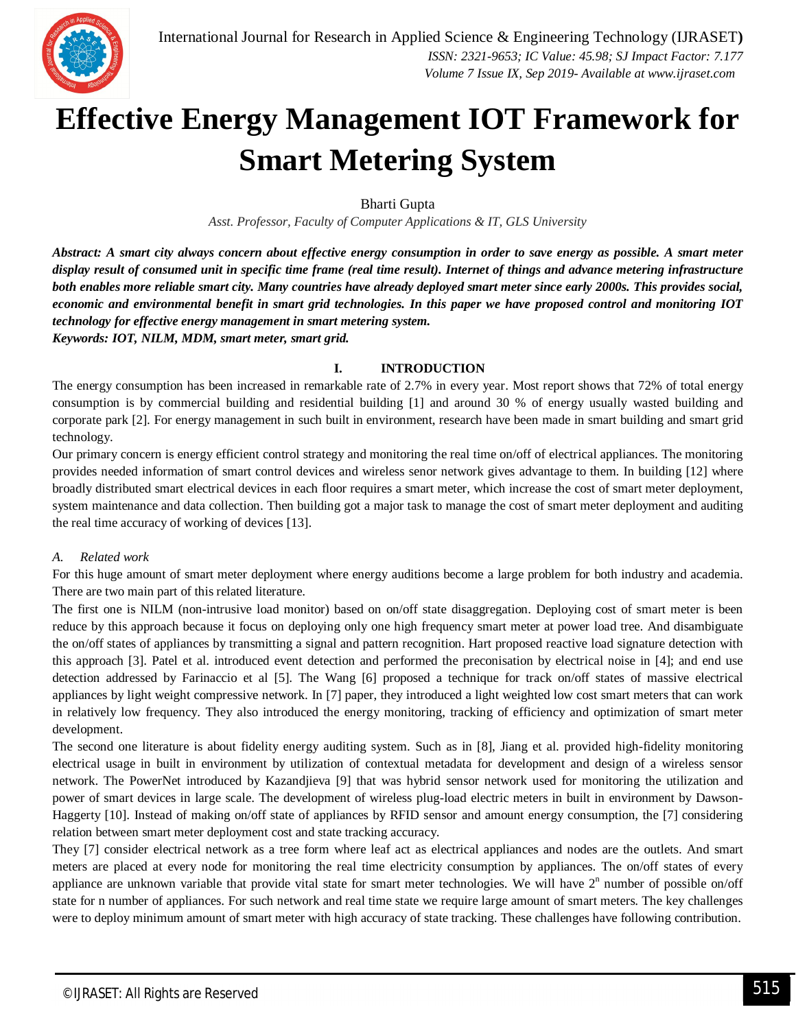# Effective Energy Management IOT Framework for Smart Metering System

Bharti Gupta

*Asst. Professor, Faculty of Computer Applications & IT, GLS University*

***Abstract:** A smart city always concern about effective energy consumption in order to save energy as possible. A smart meter display result of consumed unit in specific time frame (real time result). Internet of things and advance metering infrastructure both enables more reliable smart city. Many countries have already deployed smart meter since early 2000s. This provides social, economic and environmental benefit in smart grid technologies. In this paper we have proposed control and monitoring IOT technology for effective energy management in smart metering system.*

***Keywords:** IOT, NILM, MDM, smart meter, smart grid.*

## I. INTRODUCTION

The energy consumption has been increased in remarkable rate of 2.7% in every year. Most report shows that 72% of total energy consumption is by commercial building and residential building [1] and around 30 % of energy usually wasted building and corporate park [2]. For energy management in such built in environment, research have been made in smart building and smart grid technology.

Our primary concern is energy efficient control strategy and monitoring the real time on/off of electrical appliances. The monitoring provides needed information of smart control devices and wireless senor network gives advantage to them. In building [12] where broadly distributed smart electrical devices in each floor requires a smart meter, which increase the cost of smart meter deployment, system maintenance and data collection. Then building got a major task to manage the cost of smart meter deployment and auditing the real time accuracy of working of devices [13].

### *A. Related work*

For this huge amount of smart meter deployment where energy auditions become a large problem for both industry and academia. There are two main part of this related literature.

The first one is NILM (non-intrusive load monitor) based on on/off state disaggregation. Deploying cost of smart meter is been reduce by this approach because it focus on deploying only one high frequency smart meter at power load tree. And disambiguate the on/off states of appliances by transmitting a signal and pattern recognition. Hart proposed reactive load signature detection with this approach [3]. Patel et al. introduced event detection and performed the preconisation by electrical noise in [4]; and end use detection addressed by Farinaccio et al [5]. The Wang [6] proposed a technique for track on/off states of massive electrical appliances by light weight compressive network. In [7] paper, they introduced a light weighted low cost smart meters that can work in relatively low frequency. They also introduced the energy monitoring, tracking of efficiency and optimization of smart meter development.

The second one literature is about fidelity energy auditing system. Such as in [8], Jiang et al. provided high-fidelity monitoring electrical usage in built in environment by utilization of contextual metadata for development and design of a wireless sensor network. The PowerNet introduced by Kazandjieva [9] that was hybrid sensor network used for monitoring the utilization and power of smart devices in large scale. The development of wireless plug-load electric meters in built in environment by Dawson-Haggerty [10]. Instead of making on/off state of appliances by RFID sensor and amount energy consumption, the [7] considering relation between smart meter deployment cost and state tracking accuracy.

They [7] consider electrical network as a tree form where leaf act as electrical appliances and nodes are the outlets. And smart meters are placed at every node for monitoring the real time electricity consumption by appliances. The on/off states of every appliance are unknown variable that provide vital state for smart meter technologies. We will have $2^n$ number of possible on/off state for n number of appliances. For such network and real time state we require large amount of smart meters. The key challenges were to deploy minimum amount of smart meter with high accuracy of state tracking. These challenges have following contribution.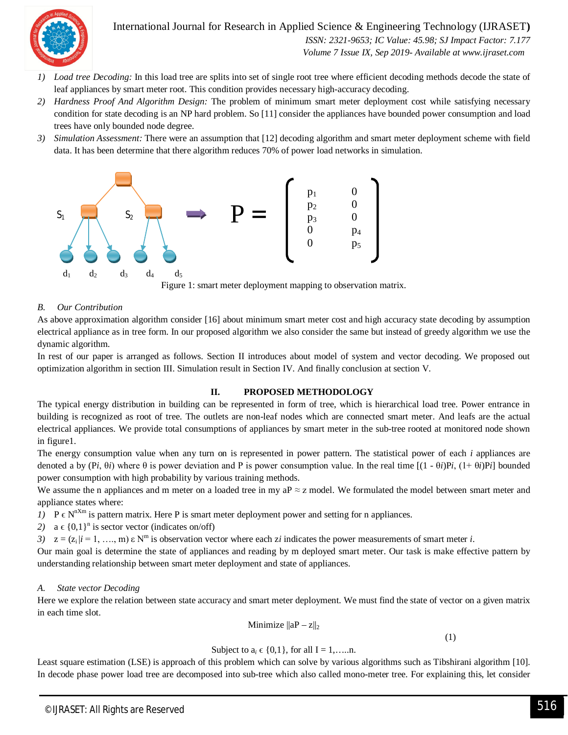1) *Load tree Decoding:* In this load tree are splits into set of single root tree where efficient decoding methods decode the state of leaf appliances by smart meter root. This condition provides necessary high-accuracy decoding.
2) *Hardness Proof And Algorithm Design:* The problem of minimum smart meter deployment cost while satisfying necessary condition for state decoding is an NP hard problem. So [11] consider the appliances have bounded power consumption and load trees have only bounded node degree.
3) *Simulation Assessment:* There were an assumption that [12] decoding algorithm and smart meter deployment scheme with field data. It has been determine that there algorithm reduces 70% of power load networks in simulation.

$$P = \begin{bmatrix} p_1 & 0 \\ p_2 & 0 \\ p_3 & 0 \\ 0 & p_4 \\ 0 & p_5 \end{bmatrix}$$

Figure 1: smart meter deployment mapping to observation matrix.

### B. Our Contribution

As above approximation algorithm consider [16] about minimum smart meter cost and high accuracy state decoding by assumption electrical appliance as in tree form. In our proposed algorithm we also consider the same but instead of greedy algorithm we use the dynamic algorithm.

In rest of our paper is arranged as follows. Section II introduces about model of system and vector decoding. We proposed out optimization algorithm in section III. Simulation result in Section IV. And finally conclusion at section V.

## II. PROPOSED METHODOLOGY

The typical energy distribution in building can be represented in form of tree, which is hierarchical load tree. Power entrance in building is recognized as root of tree. The outlets are non-leaf nodes which are connected smart meter. And leafs are the actual electrical appliances. We provide total consumptions of appliances by smart meter in the sub-tree rooted at monitored node shown in figure1.

The energy consumption value when any turn on is represented in power pattern. The statistical power of each $i$ appliances are denoted a by ($Pi$, $\theta i$) where $\theta$ is power deviation and P is power consumption value. In the real time $[(1 - \theta i)Pi, (1+ \theta i)Pi]$ bounded power consumption with high probability by various training methods.

We assume the n appliances and m meter on a loaded tree in my $aP \approx z$ model. We formulated the model between smart meter and appliance states where:

1) $P \in N^{nXm}$ is pattern matrix. Here P is smart meter deployment power and setting for n appliances.
2) $a \in \{0,1\}^n$ is sector vector (indicates on/off)
3) $z = (z_i | i = 1, \ldots, m) \in N^m$ is observation vector where each $zi$ indicates the power measurements of smart meter $i$.

Our main goal is determine the state of appliances and reading by m deployed smart meter. Our task is make effective pattern by understanding relationship between smart meter deployment and state of appliances.

### A. State vector Decoding

Here we explore the relation between state accuracy and smart meter deployment. We must find the state of vector on a given matrix in each time slot.

$$\text{Minimize } \|aP - z\|_2 \tag{1}$$

$$\text{Subject to } a_i \in \{0,1\}, \text{ for all } I = 1,\ldots..n.$$

Least square estimation (LSE) is approach of this problem which can solve by various algorithms such as Tibshirani algorithm [10]. In decode phase power load tree are decomposed into sub-tree which also called mono-meter tree. For explaining this, let consider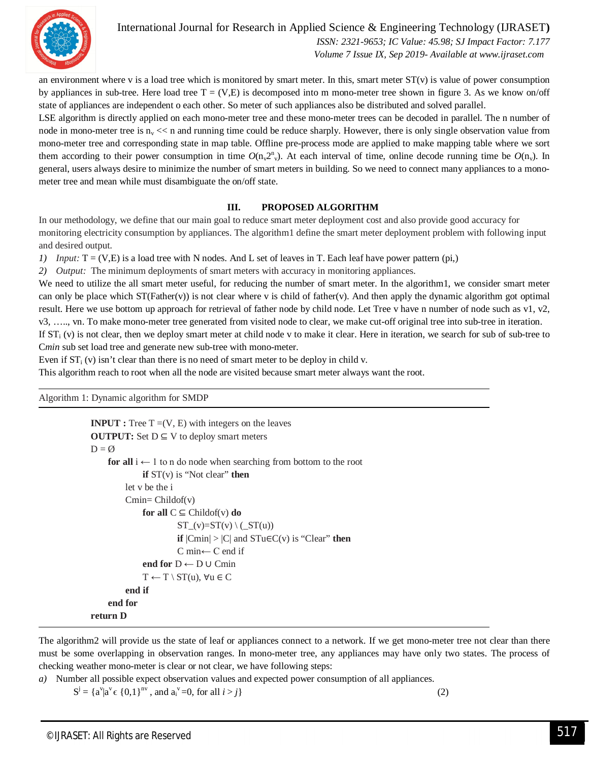an environment where v is a load tree which is monitored by smart meter. In this, smart meter ST(v) is value of power consumption by appliances in sub-tree. Here load tree T = (V,E) is decomposed into m mono-meter tree shown in figure 3. As we know on/off state of appliances are independent o each other. So meter of such appliances also be distributed and solved parallel.

LSE algorithm is directly applied on each mono-meter tree and these mono-meter trees can be decoded in parallel. The n number of node in mono-meter tree is $n_v << n$ and running time could be reduce sharply. However, there is only single observation value from mono-meter tree and corresponding state in map table. Offline pre-process mode are applied to make mapping table where we sort them according to their power consumption in time $O(n_v 2^n{}_v)$. At each interval of time, online decode running time be $O(n_v)$. In general, users always desire to minimize the number of smart meters in building. So we need to connect many appliances to a mono-meter tree and mean while must disambiguate the on/off state.

## III. PROPOSED ALGORITHM

In our methodology, we define that our main goal to reduce smart meter deployment cost and also provide good accuracy for monitoring electricity consumption by appliances. The algorithm1 define the smart meter deployment problem with following input and desired output.

1) *Input:* T = (V,E) is a load tree with N nodes. And L set of leaves in T. Each leaf have power pattern (pi,)
2) *Output:* The minimum deployments of smart meters with accuracy in monitoring appliances.

We need to utilize the all smart meter useful, for reducing the number of smart meter. In the algorithm1, we consider smart meter can only be place which ST(Father(v)) is not clear where v is child of father(v). And then apply the dynamic algorithm got optimal result. Here we use bottom up approach for retrieval of father node by child node. Let Tree v have n number of node such as v1, v2, v3, ….., vn. To make mono-meter tree generated from visited node to clear, we make cut-off original tree into sub-tree in iteration. If $ST_i$ (v) is not clear, then we deploy smart meter at child node v to make it clear. Here in iteration, we search for sub of sub-tree to C*min* sub set load tree and generate new sub-tree with mono-meter.

Even if $ST_i$ (v) isn't clear than there is no need of smart meter to be deploy in child v.

This algorithm reach to root when all the node are visited because smart meter always want the root.

Algorithm 1: Dynamic algorithm for SMDP

```
INPUT : Tree T =(V, E) with integers on the leaves
OUTPUT: Set D ⊆ V to deploy smart meters
D = Ø
    for all i ← 1 to n do node when searching from bottom to the root
            if ST(v) is "Not clear" then
        let v be the i
        Cmin= Childof(v)
            for all C ⊆ Childof(v) do
                ST_(v)=ST(v) \ (_ST(u))
                if |Cmin| > |C| and STu∈C(v) is "Clear" then
                C min← C end if
            end for D ← D ∪ Cmin
            T ← T \ ST(u), ∀u ∈ C
        end if
    end for
return D
```

The algorithm2 will provide us the state of leaf or appliances connect to a network. If we get mono-meter tree not clear than there must be some overlapping in observation ranges. In mono-meter tree, any appliances may have only two states. The process of checking weather mono-meter is clear or not clear, we have following steps:

*a)* Number all possible expect observation values and expected power consumption of all appliances.

$$S^j = \{a^v | a^v \epsilon \{0,1\}^{nv}, \text{ and } a_i^v = 0, \text{ for all } i > j\} \quad (2)$$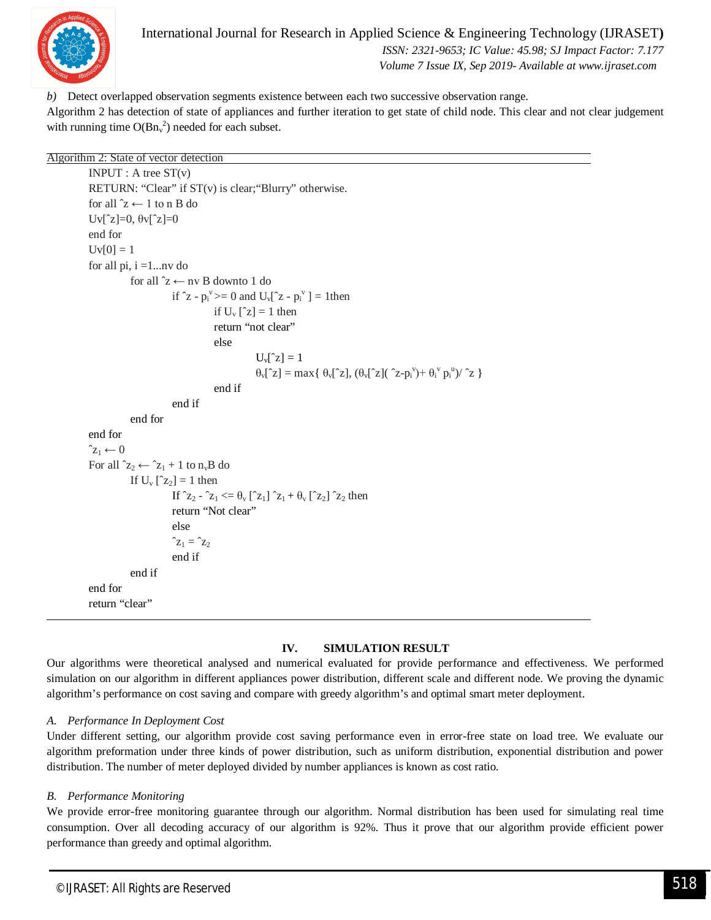*b)* Detect overlapped observation segments existence between each two successive observation range.

Algorithm 2 has detection of state of appliances and further iteration to get state of child node. This clear and not clear judgement with running time $O(Bn_v^2)$ needed for each subset.

---

Algorithm 2: State of vector detection

---

INPUT : A tree ST(v)

RETURN: "Clear" if ST(v) is clear;"Blurry" otherwise.

for all $\hat{z} \leftarrow 1$ to n B do

$Uv[\hat{z}]=0$, $\theta v[\hat{z}]=0$

end for

$Uv[0] = 1$

for all pi, i =1...nv do

 for all $\hat{z} \leftarrow$ nv B downto 1 do

  if $\hat{z} - p_i^v >= 0$ and $U_v[\hat{z} - p_i^v] = 1$then

   if $U_v[\hat{z}] = 1$ then

   return "not clear"

   else

    $U_v[\hat{z}] = 1$

    $\theta_v[\hat{z}] = \max\{ \theta_v[\hat{z}], (\theta_v[\hat{z}](\hat{z}-p_i^v)+ \theta_i^v p_i^u)/ \hat{z} \}$

   end if

  end if

 end for

end for

$\hat{z}_1 \leftarrow 0$

For all $\hat{z}_2 \leftarrow \hat{z}_1 + 1$ to $n_v$B do

 If $U_v[\hat{z}_2] = 1$ then

  If $\hat{z}_2 - \hat{z}_1 <= \theta_v[\hat{z}_1] \hat{z}_1 + \theta_v[\hat{z}_2] \hat{z}_2$ then

  return "Not clear"

  else

  $\hat{z}_1 = \hat{z}_2$

  end if

 end if

end for

return "clear"

---

## IV. SIMULATION RESULT

Our algorithms were theoretical analysed and numerical evaluated for provide performance and effectiveness. We performed simulation on our algorithm in different appliances power distribution, different scale and different node. We proving the dynamic algorithm's performance on cost saving and compare with greedy algorithm's and optimal smart meter deployment.

### *A. Performance In Deployment Cost*

Under different setting, our algorithm provide cost saving performance even in error-free state on load tree. We evaluate our algorithm preformation under three kinds of power distribution, such as uniform distribution, exponential distribution and power distribution. The number of meter deployed divided by number appliances is known as cost ratio.

### *B. Performance Monitoring*

We provide error-free monitoring guarantee through our algorithm. Normal distribution has been used for simulating real time consumption. Over all decoding accuracy of our algorithm is 92%. Thus it prove that our algorithm provide efficient power performance than greedy and optimal algorithm.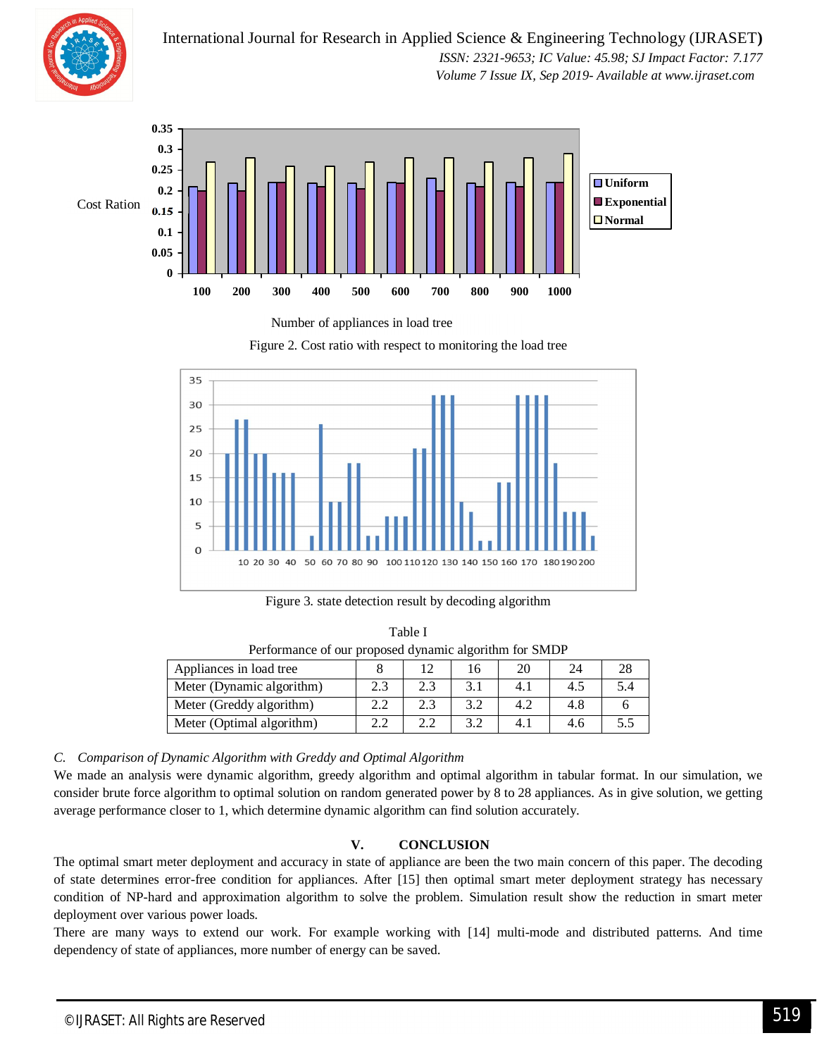Figure 2. Cost ratio with respect to monitoring the load tree

Figure 3. state detection result by decoding algorithm

Table I

Performance of our proposed dynamic algorithm for SMDP

| Appliances in load tree | 8 | 12 | 16 | 20 | 24 | 28 |
|---|---|---|---|---|---|---|
| Meter (Dynamic algorithm) | 2.3 | 2.3 | 3.1 | 4.1 | 4.5 | 5.4 |
| Meter (Greddy algorithm) | 2.2 | 2.3 | 3.2 | 4.2 | 4.8 | 6 |
| Meter (Optimal algorithm) | 2.2 | 2.2 | 3.2 | 4.1 | 4.6 | 5.5 |

### *C. Comparison of Dynamic Algorithm with Greddy and Optimal Algorithm*

We made an analysis were dynamic algorithm, greedy algorithm and optimal algorithm in tabular format. In our simulation, we consider brute force algorithm to optimal solution on random generated power by 8 to 28 appliances. As in give solution, we getting average performance closer to 1, which determine dynamic algorithm can find solution accurately.

## V. CONCLUSION

The optimal smart meter deployment and accuracy in state of appliance are been the two main concern of this paper. The decoding of state determines error-free condition for appliances. After [15] then optimal smart meter deployment strategy has necessary condition of NP-hard and approximation algorithm to solve the problem. Simulation result show the reduction in smart meter deployment over various power loads.

There are many ways to extend our work. For example working with [14] multi-mode and distributed patterns. And time dependency of state of appliances, more number of energy can be saved.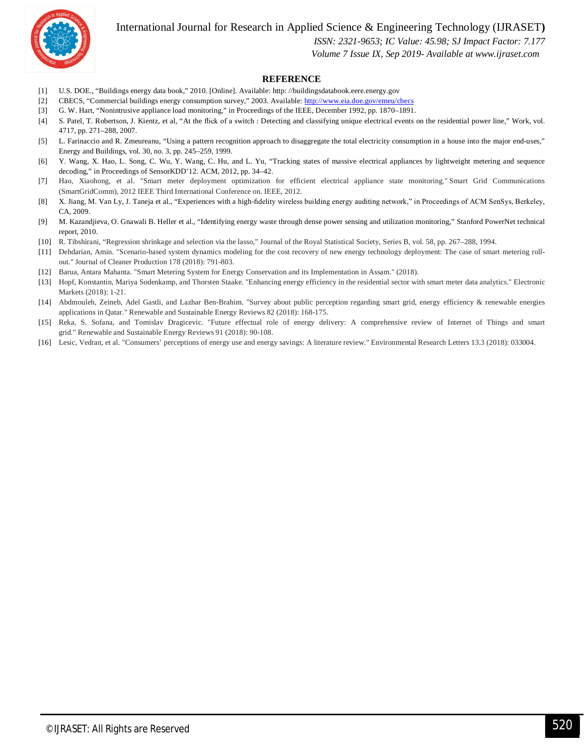## REFERENCE

[1] U.S. DOE., "Buildings energy data book," 2010. [Online]. Available: http: //buildingsdatabook.eere.energy.gov

[2] CBECS, "Commercial buildings energy consumption survey," 2003. Available: http://www.eia.doe.gov/emeu/cbecs

[3] G. W. Hart, "Nonintrusive appliance load monitoring," in Proceedings of the IEEE, December 1992, pp. 1870–1891.

[4] S. Patel, T. Robertson, J. Kientz, et al, "At the flick of a switch : Detecting and classifying unique electrical events on the residential power line," Work, vol. 4717, pp. 271–288, 2007.

[5] L. Farinaccio and R. Zmeureanu, "Using a pattern recognition approach to disaggregate the total electricity consumption in a house into the major end-uses," Energy and Buildings, vol. 30, no. 3, pp. 245–259, 1999.

[6] Y. Wang, X. Hao, L. Song, C. Wu, Y. Wang, C. Hu, and L. Yu, "Tracking states of massive electrical appliances by lightweight metering and sequence decoding," in Proceedings of SensorKDD'12. ACM, 2012, pp. 34–42.

[7] Hao, Xiaohong, et al. "Smart meter deployment optimization for efficient electrical appliance state monitoring." Smart Grid Communications (SmartGridComm), 2012 IEEE Third International Conference on. IEEE, 2012.

[8] X. Jiang, M. Van Ly, J. Taneja et al., "Experiences with a high-fidelity wireless building energy auditing network," in Proceedings of ACM SenSys, Berkeley, CA, 2009.

[9] M. Kazandjieva, O. Gnawali B. Heller et al., "Identifying energy waste through dense power sensing and utilization monitoring," Stanford PowerNet technical report, 2010.

[10] R. Tibshirani, "Regression shrinkage and selection via the lasso," Journal of the Royal Statistical Society, Series B, vol. 58, pp. 267–288, 1994.

[11] Dehdarian, Amin. "Scenario-based system dynamics modeling for the cost recovery of new energy technology deployment: The case of smart metering roll-out." Journal of Cleaner Production 178 (2018): 791-803.

[12] Barua, Antara Mahanta. "Smart Metering System for Energy Conservation and its Implementation in Assam." (2018).

[13] Hopf, Konstantin, Mariya Sodenkamp, and Thorsten Staake. "Enhancing energy efficiency in the residential sector with smart meter data analytics." Electronic Markets (2018): 1-21.

[14] Abdmouleh, Zeineb, Adel Gastli, and Lazhar Ben-Brahim. "Survey about public perception regarding smart grid, energy efficiency & renewable energies applications in Qatar." Renewable and Sustainable Energy Reviews 82 (2018): 168-175.

[15] Reka, S. Sofana, and Tomislav Dragicevic. "Future effectual role of energy delivery: A comprehensive review of Internet of Things and smart grid." Renewable and Sustainable Energy Reviews 91 (2018): 90-108.

[16] Lesic, Vedran, et al. "Consumers' perceptions of energy use and energy savings: A literature review." Environmental Research Letters 13.3 (2018): 033004.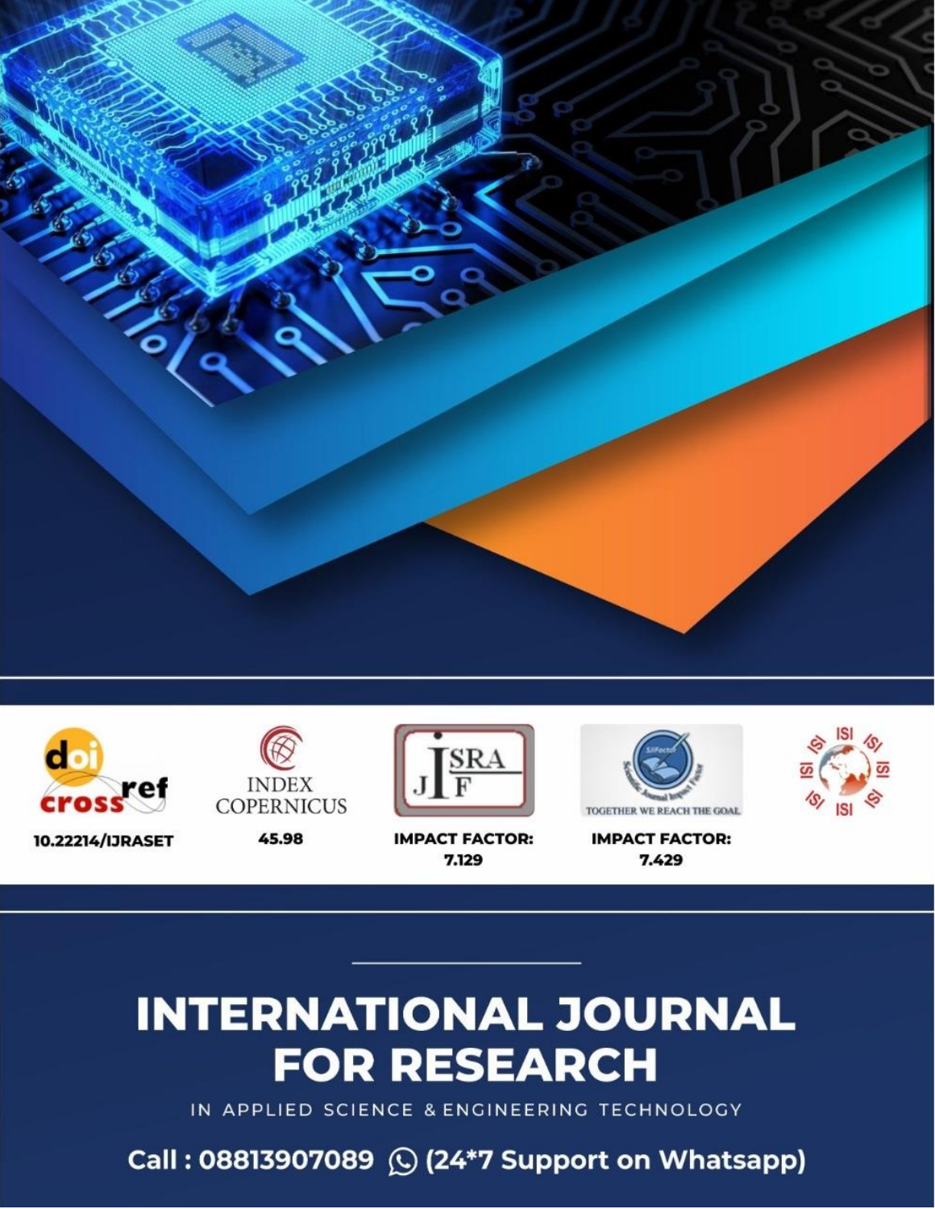10.22214/IJRASET

45.98

IMPACT FACTOR: 7.129

IMPACT FACTOR: 7.429

# INTERNATIONAL JOURNAL FOR RESEARCH

IN APPLIED SCIENCE & ENGINEERING TECHNOLOGY

Call : 08813907089 (24*7 Support on Whatsapp)